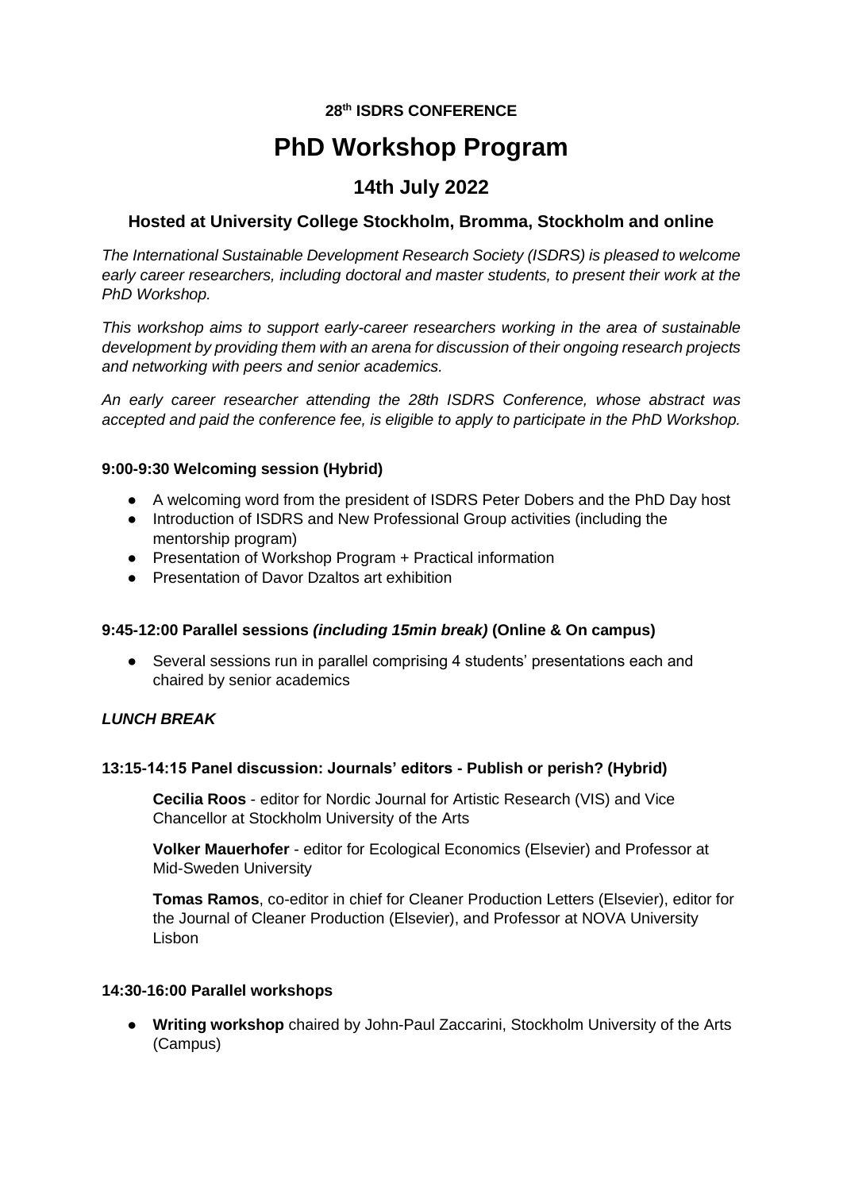**28th ISDRS CONFERENCE**

# PhD Workshop Program

## 14th July 2022

### Hosted at University College Stockholm, Bromma, Stockholm and online

*The International Sustainable Development Research Society (ISDRS) is pleased to welcome early career researchers, including doctoral and master students, to present their work at the PhD Workshop.*

*This workshop aims to support early-career researchers working in the area of sustainable development by providing them with an arena for discussion of their ongoing research projects and networking with peers and senior academics.*

*An early career researcher attending the 28th ISDRS Conference, whose abstract was accepted and paid the conference fee, is eligible to apply to participate in the PhD Workshop.*

**9:00-9:30 Welcoming session (Hybrid)**

- A welcoming word from the president of ISDRS Peter Dobers and the PhD Day host
- Introduction of ISDRS and New Professional Group activities (including the mentorship program)
- Presentation of Workshop Program + Practical information
- Presentation of Davor Dzaltos art exhibition

**9:45-12:00 Parallel sessions *(including 15min break)* (Online & On campus)**

- Several sessions run in parallel comprising 4 students' presentations each and chaired by senior academics

***LUNCH BREAK***

**13:15-14:15 Panel discussion: Journals' editors - Publish or perish? (Hybrid)**

**Cecilia Roos** - editor for Nordic Journal for Artistic Research (VIS) and Vice Chancellor at Stockholm University of the Arts

**Volker Mauerhofer** - editor for Ecological Economics (Elsevier) and Professor at Mid-Sweden University

**Tomas Ramos**, co-editor in chief for Cleaner Production Letters (Elsevier), editor for the Journal of Cleaner Production (Elsevier), and Professor at NOVA University Lisbon

**14:30-16:00 Parallel workshops**

- **Writing workshop** chaired by John-Paul Zaccarini, Stockholm University of the Arts (Campus)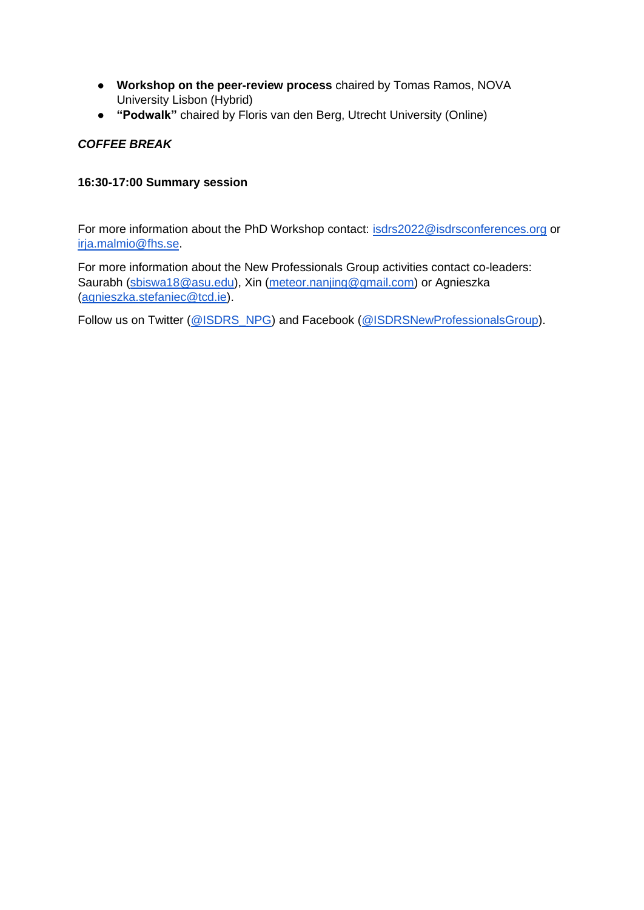- **Workshop on the peer-review process** chaired by Tomas Ramos, NOVA University Lisbon (Hybrid)
- **"Podwalk"** chaired by Floris van den Berg, Utrecht University (Online)

***COFFEE BREAK***

**16:30-17:00 Summary session**

For more information about the PhD Workshop contact: isdrs2022@isdrsconferences.org or irja.malmio@fhs.se.

For more information about the New Professionals Group activities contact co-leaders: Saurabh (sbiswa18@asu.edu), Xin (meteor.nanjing@gmail.com) or Agnieszka (agnieszka.stefaniec@tcd.ie).

Follow us on Twitter (@ISDRS_NPG) and Facebook (@ISDRSNewProfessionalsGroup).